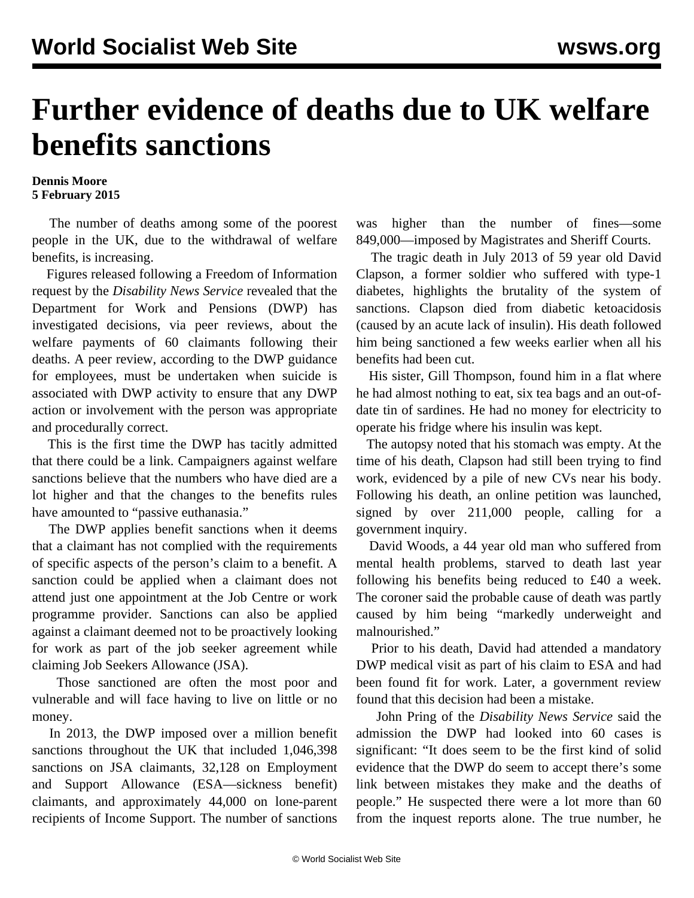# Further evidence of deaths due to UK welfare benefits sanctions

**Dennis Moore**
**5 February 2015**

The number of deaths among some of the poorest people in the UK, due to the withdrawal of welfare benefits, is increasing.

Figures released following a Freedom of Information request by the *Disability News Service* revealed that the Department for Work and Pensions (DWP) has investigated decisions, via peer reviews, about the welfare payments of 60 claimants following their deaths. A peer review, according to the DWP guidance for employees, must be undertaken when suicide is associated with DWP activity to ensure that any DWP action or involvement with the person was appropriate and procedurally correct.

This is the first time the DWP has tacitly admitted that there could be a link. Campaigners against welfare sanctions believe that the numbers who have died are a lot higher and that the changes to the benefits rules have amounted to "passive euthanasia."

The DWP applies benefit sanctions when it deems that a claimant has not complied with the requirements of specific aspects of the person's claim to a benefit. A sanction could be applied when a claimant does not attend just one appointment at the Job Centre or work programme provider. Sanctions can also be applied against a claimant deemed not to be proactively looking for work as part of the job seeker agreement while claiming Job Seekers Allowance (JSA).

Those sanctioned are often the most poor and vulnerable and will face having to live on little or no money.

In 2013, the DWP imposed over a million benefit sanctions throughout the UK that included 1,046,398 sanctions on JSA claimants, 32,128 on Employment and Support Allowance (ESA—sickness benefit) claimants, and approximately 44,000 on lone-parent recipients of Income Support. The number of sanctions was higher than the number of fines—some 849,000—imposed by Magistrates and Sheriff Courts.

The tragic death in July 2013 of 59 year old David Clapson, a former soldier who suffered with type-1 diabetes, highlights the brutality of the system of sanctions. Clapson died from diabetic ketoacidosis (caused by an acute lack of insulin). His death followed him being sanctioned a few weeks earlier when all his benefits had been cut.

His sister, Gill Thompson, found him in a flat where he had almost nothing to eat, six tea bags and an out-of-date tin of sardines. He had no money for electricity to operate his fridge where his insulin was kept.

The autopsy noted that his stomach was empty. At the time of his death, Clapson had still been trying to find work, evidenced by a pile of new CVs near his body. Following his death, an online petition was launched, signed by over 211,000 people, calling for a government inquiry.

David Woods, a 44 year old man who suffered from mental health problems, starved to death last year following his benefits being reduced to £40 a week. The coroner said the probable cause of death was partly caused by him being "markedly underweight and malnourished."

Prior to his death, David had attended a mandatory DWP medical visit as part of his claim to ESA and had been found fit for work. Later, a government review found that this decision had been a mistake.

John Pring of the *Disability News Service* said the admission the DWP had looked into 60 cases is significant: "It does seem to be the first kind of solid evidence that the DWP do seem to accept there's some link between mistakes they make and the deaths of people." He suspected there were a lot more than 60 from the inquest reports alone. The true number, he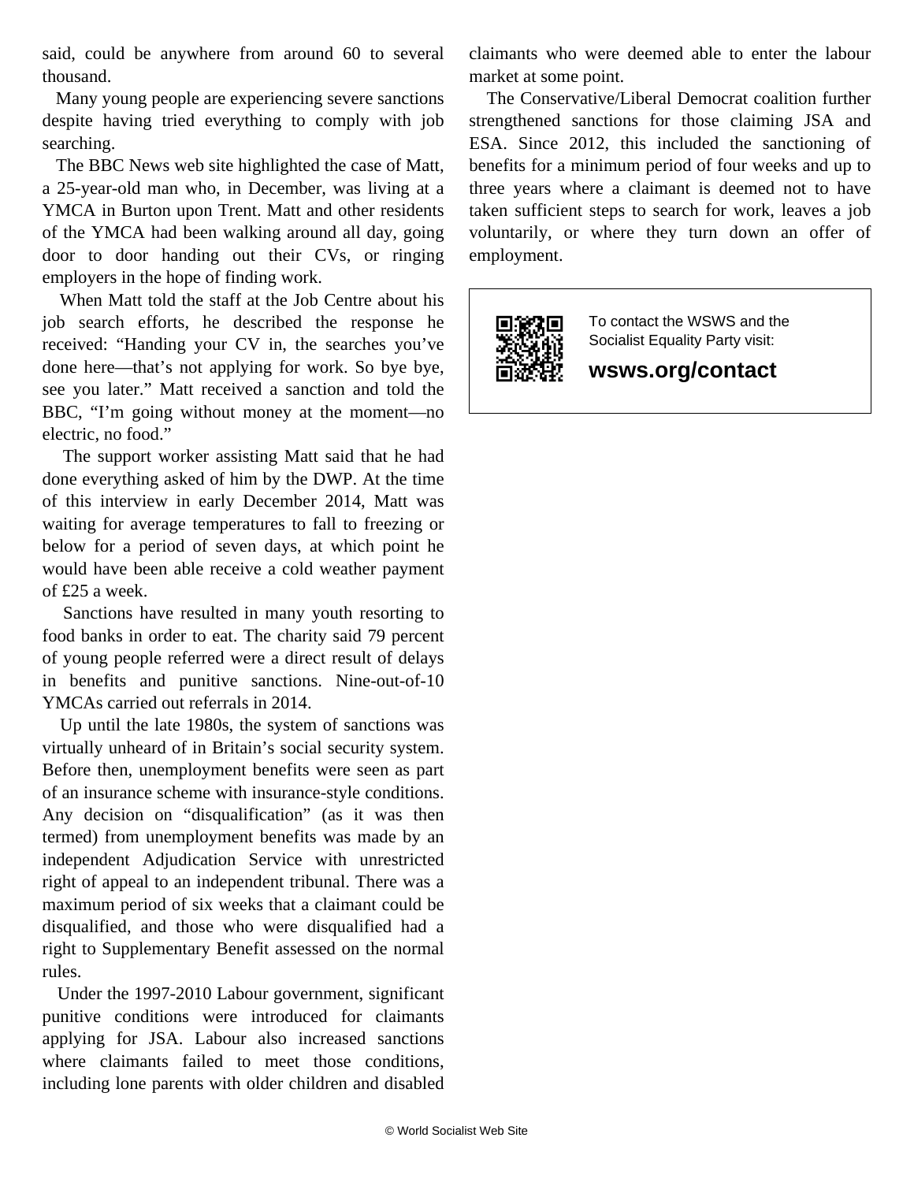said, could be anywhere from around 60 to several thousand.

Many young people are experiencing severe sanctions despite having tried everything to comply with job searching.

The BBC News web site highlighted the case of Matt, a 25-year-old man who, in December, was living at a YMCA in Burton upon Trent. Matt and other residents of the YMCA had been walking around all day, going door to door handing out their CVs, or ringing employers in the hope of finding work.

When Matt told the staff at the Job Centre about his job search efforts, he described the response he received: “Handing your CV in, the searches you’ve done here—that’s not applying for work. So bye bye, see you later.” Matt received a sanction and told the BBC, “I’m going without money at the moment—no electric, no food.”

The support worker assisting Matt said that he had done everything asked of him by the DWP. At the time of this interview in early December 2014, Matt was waiting for average temperatures to fall to freezing or below for a period of seven days, at which point he would have been able receive a cold weather payment of £25 a week.

Sanctions have resulted in many youth resorting to food banks in order to eat. The charity said 79 percent of young people referred were a direct result of delays in benefits and punitive sanctions. Nine-out-of-10 YMCAs carried out referrals in 2014.

Up until the late 1980s, the system of sanctions was virtually unheard of in Britain’s social security system. Before then, unemployment benefits were seen as part of an insurance scheme with insurance-style conditions. Any decision on “disqualification” (as it was then termed) from unemployment benefits was made by an independent Adjudication Service with unrestricted right of appeal to an independent tribunal. There was a maximum period of six weeks that a claimant could be disqualified, and those who were disqualified had a right to Supplementary Benefit assessed on the normal rules.

Under the 1997-2010 Labour government, significant punitive conditions were introduced for claimants applying for JSA. Labour also increased sanctions where claimants failed to meet those conditions, including lone parents with older children and disabled claimants who were deemed able to enter the labour market at some point.

The Conservative/Liberal Democrat coalition further strengthened sanctions for those claiming JSA and ESA. Since 2012, this included the sanctioning of benefits for a minimum period of four weeks and up to three years where a claimant is deemed not to have taken sufficient steps to search for work, leaves a job voluntarily, or where they turn down an offer of employment.

To contact the WSWS and the Socialist Equality Party visit:

**wsws.org/contact**